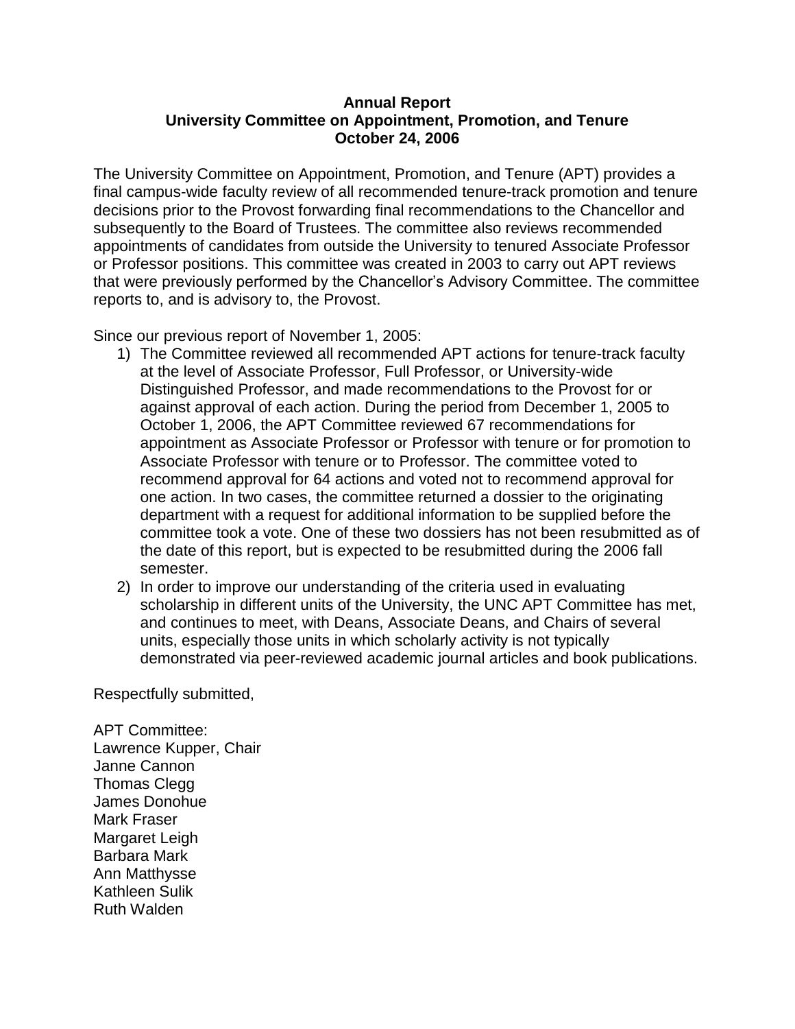**Annual Report**
**University Committee on Appointment, Promotion, and Tenure**
**October 24, 2006**

The University Committee on Appointment, Promotion, and Tenure (APT) provides a final campus-wide faculty review of all recommended tenure-track promotion and tenure decisions prior to the Provost forwarding final recommendations to the Chancellor and subsequently to the Board of Trustees. The committee also reviews recommended appointments of candidates from outside the University to tenured Associate Professor or Professor positions. This committee was created in 2003 to carry out APT reviews that were previously performed by the Chancellor's Advisory Committee. The committee reports to, and is advisory to, the Provost.

Since our previous report of November 1, 2005:

1) The Committee reviewed all recommended APT actions for tenure-track faculty at the level of Associate Professor, Full Professor, or University-wide Distinguished Professor, and made recommendations to the Provost for or against approval of each action. During the period from December 1, 2005 to October 1, 2006, the APT Committee reviewed 67 recommendations for appointment as Associate Professor or Professor with tenure or for promotion to Associate Professor with tenure or to Professor. The committee voted to recommend approval for 64 actions and voted not to recommend approval for one action. In two cases, the committee returned a dossier to the originating department with a request for additional information to be supplied before the committee took a vote. One of these two dossiers has not been resubmitted as of the date of this report, but is expected to be resubmitted during the 2006 fall semester.
2) In order to improve our understanding of the criteria used in evaluating scholarship in different units of the University, the UNC APT Committee has met, and continues to meet, with Deans, Associate Deans, and Chairs of several units, especially those units in which scholarly activity is not typically demonstrated via peer-reviewed academic journal articles and book publications.

Respectfully submitted,

APT Committee:
Lawrence Kupper, Chair
Janne Cannon
Thomas Clegg
James Donohue
Mark Fraser
Margaret Leigh
Barbara Mark
Ann Matthysse
Kathleen Sulik
Ruth Walden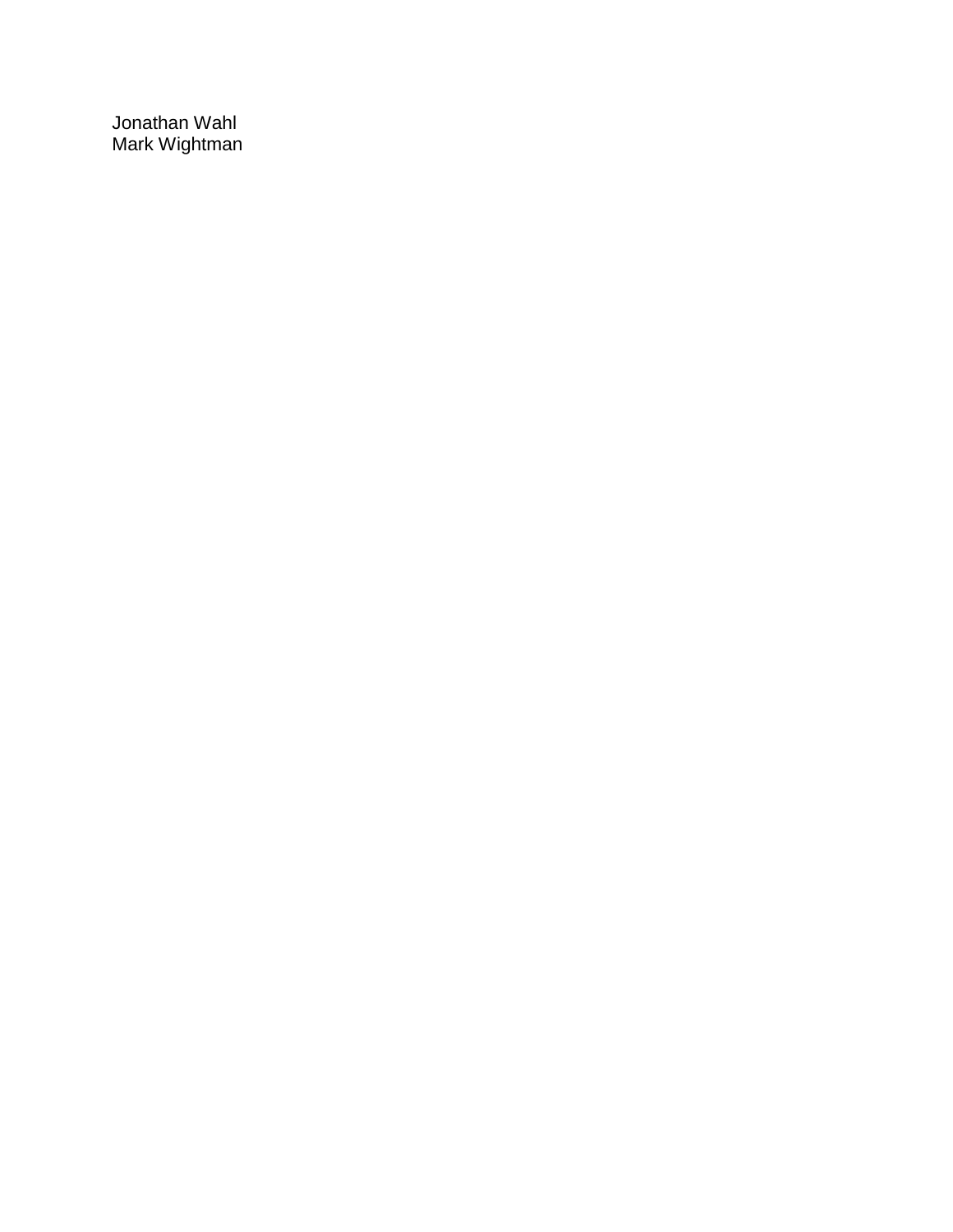Jonathan Wahl
Mark Wightman